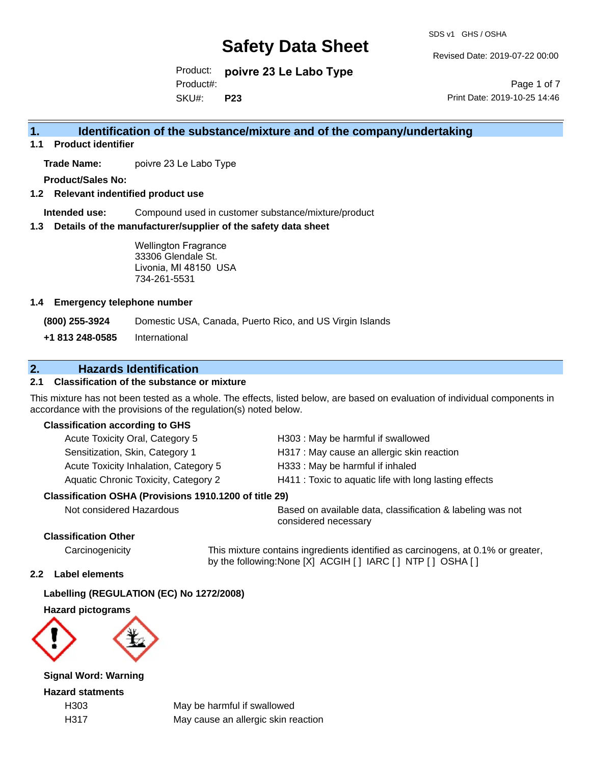# Safety Data Sheet

SDS v1 GHS / OSHA

Revised Date: 2019-07-22 00:00

Product: **poivre 23 Le Labo Type**

Product#:

SKU#: **P23**

Print Date: 2019-10-25 14:46

## 1. Identification of the substance/mixture and of the company/undertaking

### 1.1 Product identifier

**Trade Name:** poivre 23 Le Labo Type

**Product/Sales No:**

### 1.2 Relevant indentified product use

**Intended use:** Compound used in customer substance/mixture/product

### 1.3 Details of the manufacturer/supplier of the safety data sheet

Wellington Fragrance
33306 Glendale St.
Livonia, MI 48150 USA
734-261-5531

### 1.4 Emergency telephone number

**(800) 255-3924** Domestic USA, Canada, Puerto Rico, and US Virgin Islands

**+1 813 248-0585** International

## 2. Hazards Identification

### 2.1 Classification of the substance or mixture

This mixture has not been tested as a whole. The effects, listed below, are based on evaluation of individual components in accordance with the provisions of the regulation(s) noted below.

**Classification according to GHS**

| | |
|---|---|
| Acute Toxicity Oral, Category 5 | H303 : May be harmful if swallowed |
| Sensitization, Skin, Category 1 | H317 : May cause an allergic skin reaction |
| Acute Toxicity Inhalation, Category 5 | H333 : May be harmful if inhaled |
| Aquatic Chronic Toxicity, Category 2 | H411 : Toxic to aquatic life with long lasting effects |

**Classification OSHA (Provisions 1910.1200 of title 29)**

| | |
|---|---|
| Not considered Hazardous | Based on available data, classification & labeling was not considered necessary |

**Classification Other**

| | |
|---|---|
| Carcinogenicity | This mixture contains ingredients identified as carcinogens, at 0.1% or greater, by the following:None [X] ACGIH [ ] IARC [ ] NTP [ ] OSHA [ ] |

### 2.2 Label elements

**Labelling (REGULATION (EC) No 1272/2008)**

**Hazard pictograms**

**Signal Word: Warning**

**Hazard statments**

| | |
|---|---|
| H303 | May be harmful if swallowed |
| H317 | May cause an allergic skin reaction |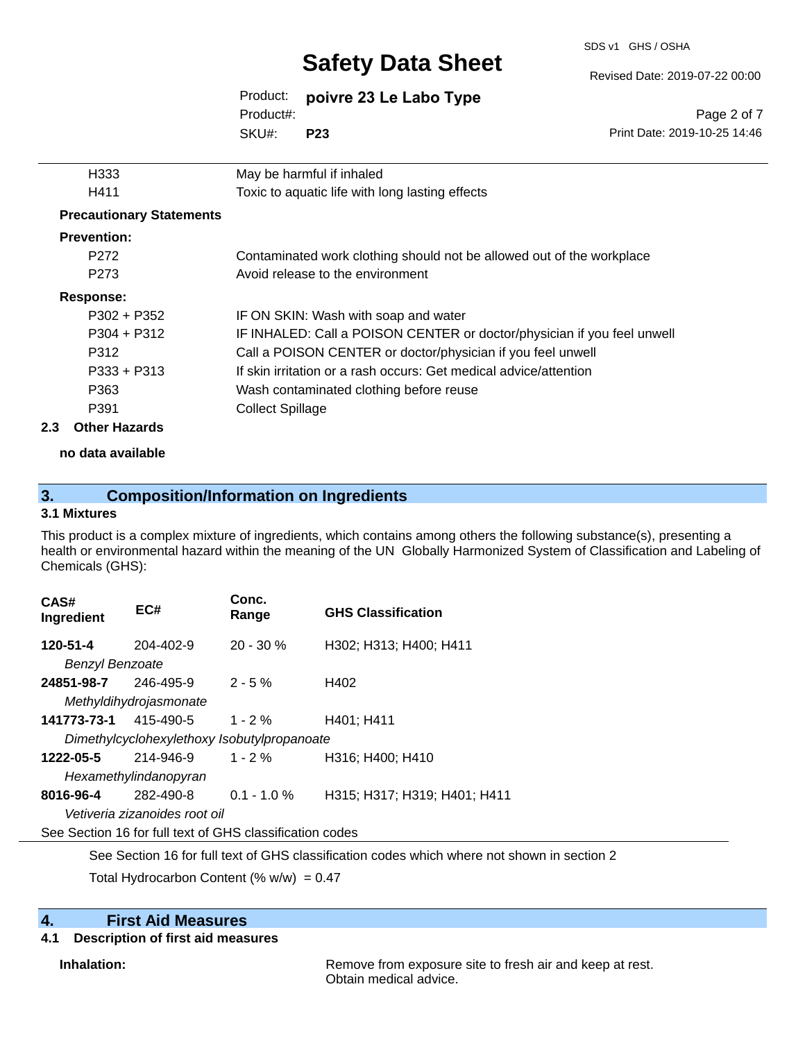| | |
|---|---|
| H333 | May be harmful if inhaled |
| H411 | Toxic to aquatic life with long lasting effects |

**Precautionary Statements**

**Prevention:**

| | |
|---|---|
| P272 | Contaminated work clothing should not be allowed out of the workplace |
| P273 | Avoid release to the environment |

**Response:**

| | |
|---|---|
| P302 + P352 | IF ON SKIN: Wash with soap and water |
| P304 + P312 | IF INHALED: Call a POISON CENTER or doctor/physician if you feel unwell |
| P312 | Call a POISON CENTER or doctor/physician if you feel unwell |
| P333 + P313 | If skin irritation or a rash occurs: Get medical advice/attention |
| P363 | Wash contaminated clothing before reuse |
| P391 | Collect Spillage |

### 2.3 Other Hazards

**no data available**

## 3. Composition/Information on Ingredients

### 3.1 Mixtures

This product is a complex mixture of ingredients, which contains among others the following substance(s), presenting a health or environmental hazard within the meaning of the UN Globally Harmonized System of Classification and Labeling of Chemicals (GHS):

| CAS# Ingredient | EC# | Conc. Range | GHS Classification |
|---|---|---|---|
| **120-51-4** *Benzyl Benzoate* | 204-402-9 | 20 - 30 % | H302; H313; H400; H411 |
| **24851-98-7** *Methyldihydrojasmonate* | 246-495-9 | 2 - 5 % | H402 |
| **141773-73-1** *Dimethylcyclohexylethoxy Isobutylpropanoate* | 415-490-5 | 1 - 2 % | H401; H411 |
| **1222-05-5** *Hexamethylindanopyran* | 214-946-9 | 1 - 2 % | H316; H400; H410 |
| **8016-96-4** *Vetiveria zizanoides root oil* | 282-490-8 | 0.1 - 1.0 % | H315; H317; H319; H401; H411 |

See Section 16 for full text of GHS classification codes

See Section 16 for full text of GHS classification codes which where not shown in section 2

Total Hydrocarbon Content (% w/w) = 0.47

## 4. First Aid Measures

### 4.1 Description of first aid measures

**Inhalation:** Remove from exposure site to fresh air and keep at rest. Obtain medical advice.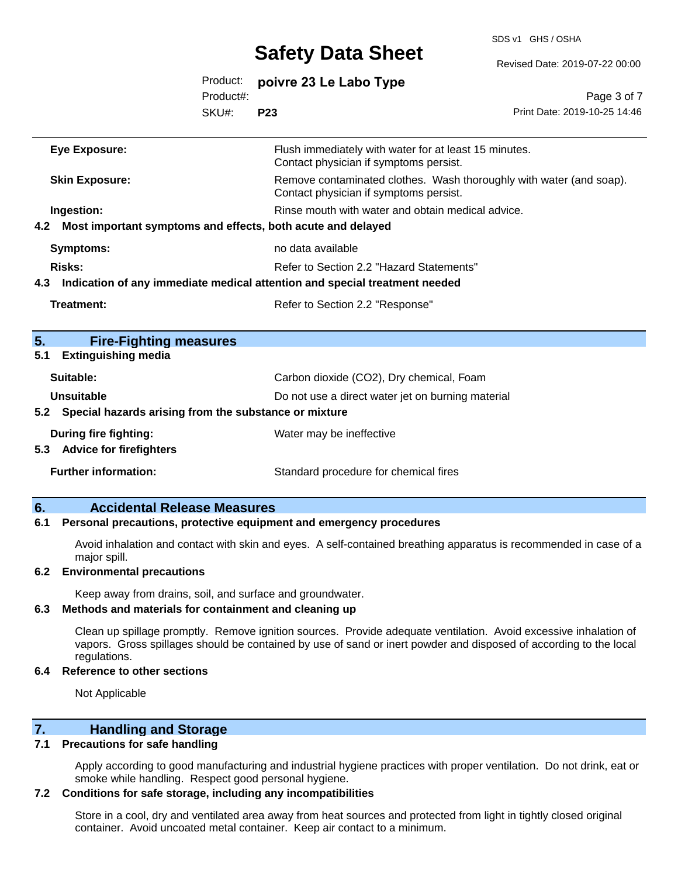| | |
|---|---|
| **Eye Exposure:** | Flush immediately with water for at least 15 minutes. Contact physician if symptoms persist. |
| **Skin Exposure:** | Remove contaminated clothes. Wash thoroughly with water (and soap). Contact physician if symptoms persist. |
| **Ingestion:** | Rinse mouth with water and obtain medical advice. |

### 4.2 Most important symptoms and effects, both acute and delayed

| | |
|---|---|
| **Symptoms:** | no data available |
| **Risks:** | Refer to Section 2.2 "Hazard Statements" |

### 4.3 Indication of any immediate medical attention and special treatment needed

| | |
|---|---|
| **Treatment:** | Refer to Section 2.2 "Response" |

## 5. Fire-Fighting measures

### 5.1 Extinguishing media

| | |
|---|---|
| **Suitable:** | Carbon dioxide ($CO_2$), Dry chemical, Foam |
| **Unsuitable** | Do not use a direct water jet on burning material |

### 5.2 Special hazards arising from the substance or mixture

| | |
|---|---|
| **During fire fighting:** | Water may be ineffective |

### 5.3 Advice for firefighters

| | |
|---|---|
| **Further information:** | Standard procedure for chemical fires |

## 6. Accidental Release Measures

### 6.1 Personal precautions, protective equipment and emergency procedures

Avoid inhalation and contact with skin and eyes. A self-contained breathing apparatus is recommended in case of a major spill.

### 6.2 Environmental precautions

Keep away from drains, soil, and surface and groundwater.

### 6.3 Methods and materials for containment and cleaning up

Clean up spillage promptly. Remove ignition sources. Provide adequate ventilation. Avoid excessive inhalation of vapors. Gross spillages should be contained by use of sand or inert powder and disposed of according to the local regulations.

### 6.4 Reference to other sections

Not Applicable

## 7. Handling and Storage

### 7.1 Precautions for safe handling

Apply according to good manufacturing and industrial hygiene practices with proper ventilation. Do not drink, eat or smoke while handling. Respect good personal hygiene.

### 7.2 Conditions for safe storage, including any incompatibilities

Store in a cool, dry and ventilated area away from heat sources and protected from light in tightly closed original container. Avoid uncoated metal container. Keep air contact to a minimum.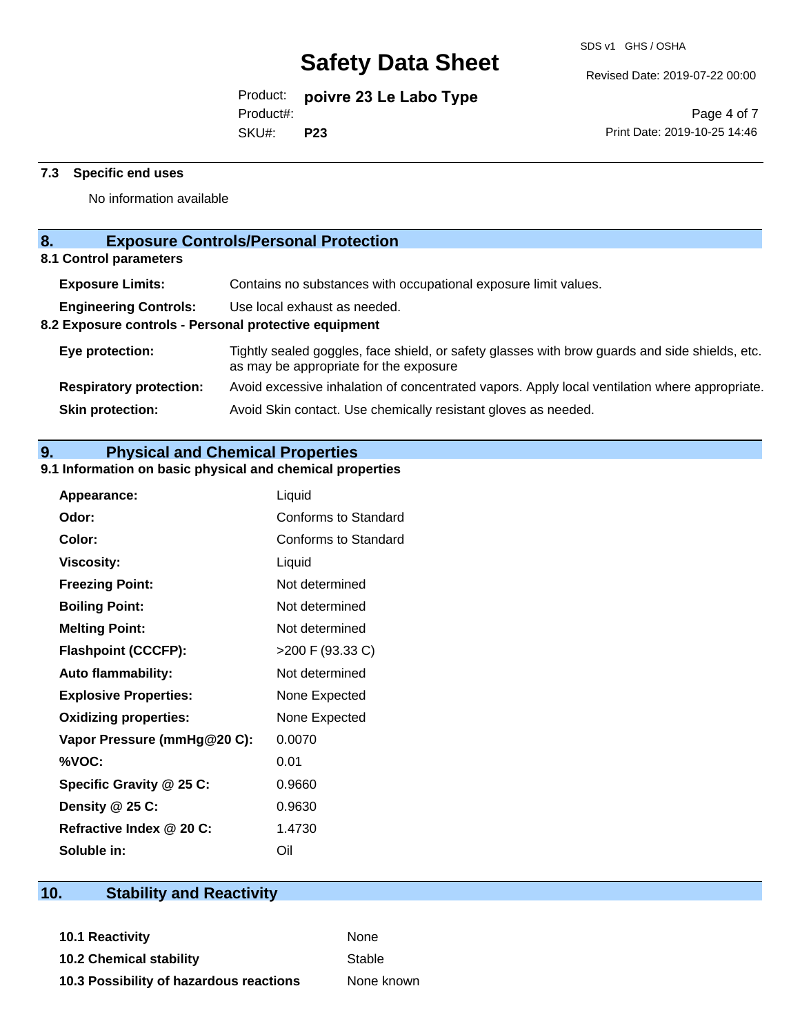### 7.3 Specific end uses

No information available

## 8. Exposure Controls/Personal Protection

### 8.1 Control parameters

| | |
|---|---|
| **Exposure Limits:** | Contains no substances with occupational exposure limit values. |
| **Engineering Controls:** | Use local exhaust as needed. |

### 8.2 Exposure controls - Personal protective equipment

| | |
|---|---|
| **Eye protection:** | Tightly sealed goggles, face shield, or safety glasses with brow guards and side shields, etc. as may be appropriate for the exposure |
| **Respiratory protection:** | Avoid excessive inhalation of concentrated vapors. Apply local ventilation where appropriate. |
| **Skin protection:** | Avoid Skin contact. Use chemically resistant gloves as needed. |

## 9. Physical and Chemical Properties

### 9.1 Information on basic physical and chemical properties

| | |
|---|---|
| **Appearance:** | Liquid |
| **Odor:** | Conforms to Standard |
| **Color:** | Conforms to Standard |
| **Viscosity:** | Liquid |
| **Freezing Point:** | Not determined |
| **Boiling Point:** | Not determined |
| **Melting Point:** | Not determined |
| **Flashpoint (CCCFP):** | >200 F (93.33 C) |
| **Auto flammability:** | Not determined |
| **Explosive Properties:** | None Expected |
| **Oxidizing properties:** | None Expected |
| **Vapor Pressure (mmHg@20 C):** | 0.0070 |
| **%VOC:** | 0.01 |
| **Specific Gravity @ 25 C:** | 0.9660 |
| **Density @ 25 C:** | 0.9630 |
| **Refractive Index @ 20 C:** | 1.4730 |
| **Soluble in:** | Oil |

## 10. Stability and Reactivity

| | |
|---|---|
| **10.1 Reactivity** | None |
| **10.2 Chemical stability** | Stable |
| **10.3 Possibility of hazardous reactions** | None known |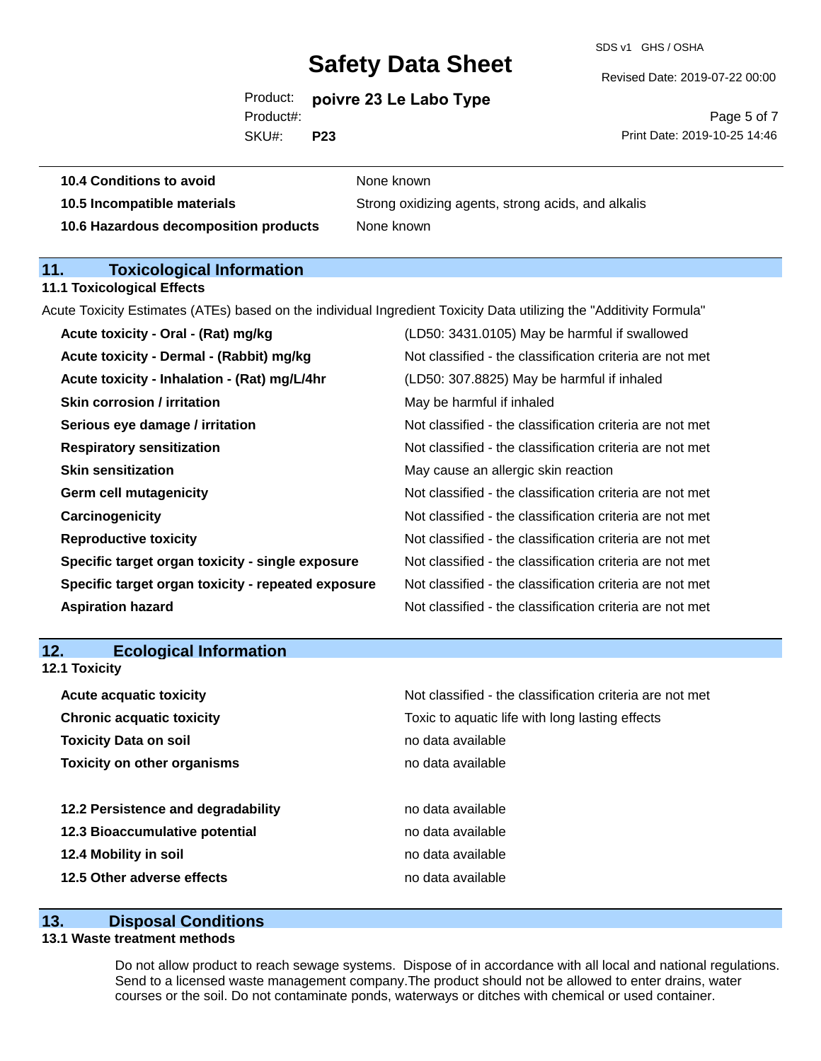| | |
|---|---|
| **10.4 Conditions to avoid** | None known |
| **10.5 Incompatible materials** | Strong oxidizing agents, strong acids, and alkalis |
| **10.6 Hazardous decomposition products** | None known |

## 11. Toxicological Information

### 11.1 Toxicological Effects

Acute Toxicity Estimates (ATEs) based on the individual Ingredient Toxicity Data utilizing the "Additivity Formula"

| | |
|---|---|
| **Acute toxicity - Oral - (Rat) mg/kg** | (LD50: 3431.0105) May be harmful if swallowed |
| **Acute toxicity - Dermal - (Rabbit) mg/kg** | Not classified - the classification criteria are not met |
| **Acute toxicity - Inhalation - (Rat) mg/L/4hr** | (LD50: 307.8825) May be harmful if inhaled |
| **Skin corrosion / irritation** | May be harmful if inhaled |
| **Serious eye damage / irritation** | Not classified - the classification criteria are not met |
| **Respiratory sensitization** | Not classified - the classification criteria are not met |
| **Skin sensitization** | May cause an allergic skin reaction |
| **Germ cell mutagenicity** | Not classified - the classification criteria are not met |
| **Carcinogenicity** | Not classified - the classification criteria are not met |
| **Reproductive toxicity** | Not classified - the classification criteria are not met |
| **Specific target organ toxicity - single exposure** | Not classified - the classification criteria are not met |
| **Specific target organ toxicity - repeated exposure** | Not classified - the classification criteria are not met |
| **Aspiration hazard** | Not classified - the classification criteria are not met |

## 12. Ecological Information

### 12.1 Toxicity

| | |
|---|---|
| **Acute acquatic toxicity** | Not classified - the classification criteria are not met |
| **Chronic acquatic toxicity** | Toxic to aquatic life with long lasting effects |
| **Toxicity Data on soil** | no data available |
| **Toxicity on other organisms** | no data available |

| | |
|---|---|
| **12.2 Persistence and degradability** | no data available |
| **12.3 Bioaccumulative potential** | no data available |
| **12.4 Mobility in soil** | no data available |
| **12.5 Other adverse effects** | no data available |

## 13. Disposal Conditions

### 13.1 Waste treatment methods

Do not allow product to reach sewage systems. Dispose of in accordance with all local and national regulations. Send to a licensed waste management company.The product should not be allowed to enter drains, water courses or the soil. Do not contaminate ponds, waterways or ditches with chemical or used container.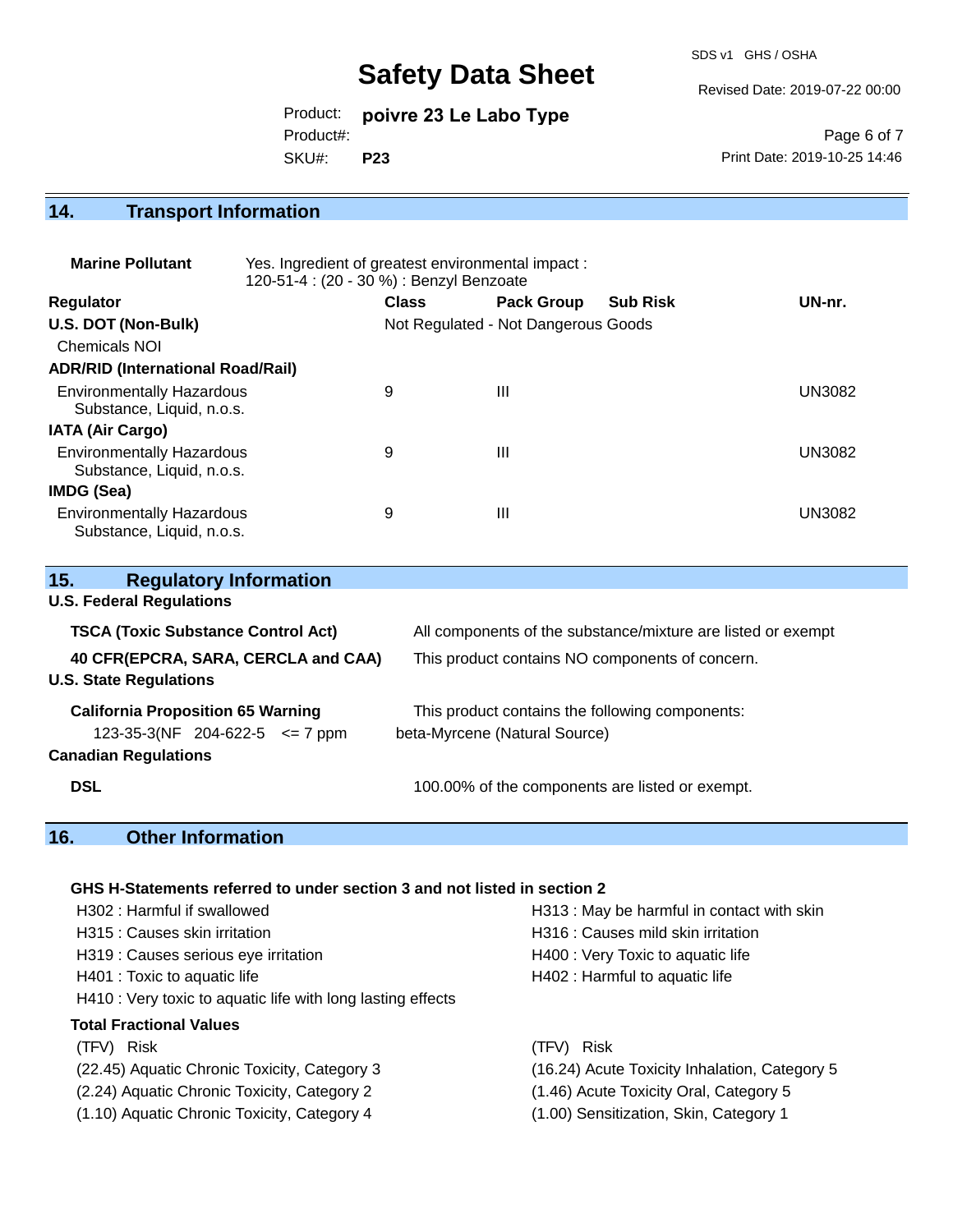## 14. Transport Information

**Marine Pollutant** Yes. Ingredient of greatest environmental impact :
120-51-4 : (20 - 30 %) : Benzyl Benzoate

| Regulator | Class | Pack Group | Sub Risk | UN-nr. |
|---|---|---|---|---|
| **U.S. DOT (Non-Bulk)** | Not Regulated - Not Dangerous Goods | | | |
| Chemicals NOI | | | | |
| **ADR/RID (International Road/Rail)** | | | | |
| Environmentally Hazardous Substance, Liquid, n.o.s. | 9 | III | | UN3082 |
| **IATA (Air Cargo)** | | | | |
| Environmentally Hazardous Substance, Liquid, n.o.s. | 9 | III | | UN3082 |
| **IMDG (Sea)** | | | | |
| Environmentally Hazardous Substance, Liquid, n.o.s. | 9 | III | | UN3082 |

## 15. Regulatory Information

**U.S. Federal Regulations**

**TSCA (Toxic Substance Control Act)** All components of the substance/mixture are listed or exempt

**40 CFR(EPCRA, SARA, CERCLA and CAA)** This product contains NO components of concern.

**U.S. State Regulations**

**California Proposition 65 Warning** This product contains the following components:

123-35-3(NF 204-622-5 <= 7 ppm beta-Myrcene (Natural Source)

**Canadian Regulations**

**DSL** 100.00% of the components are listed or exempt.

## 16. Other Information

**GHS H-Statements referred to under section 3 and not listed in section 2**

H302 : Harmful if swallowed
H313 : May be harmful in contact with skin
H315 : Causes skin irritation
H316 : Causes mild skin irritation
H319 : Causes serious eye irritation
H400 : Very Toxic to aquatic life
H401 : Toxic to aquatic life
H402 : Harmful to aquatic life
H410 : Very toxic to aquatic life with long lasting effects

**Total Fractional Values**

| (TFV) Risk | (TFV) Risk |
|---|---|
| (22.45) Aquatic Chronic Toxicity, Category 3 | (16.24) Acute Toxicity Inhalation, Category 5 |
| (2.24) Aquatic Chronic Toxicity, Category 2 | (1.46) Acute Toxicity Oral, Category 5 |
| (1.10) Aquatic Chronic Toxicity, Category 4 | (1.00) Sensitization, Skin, Category 1 |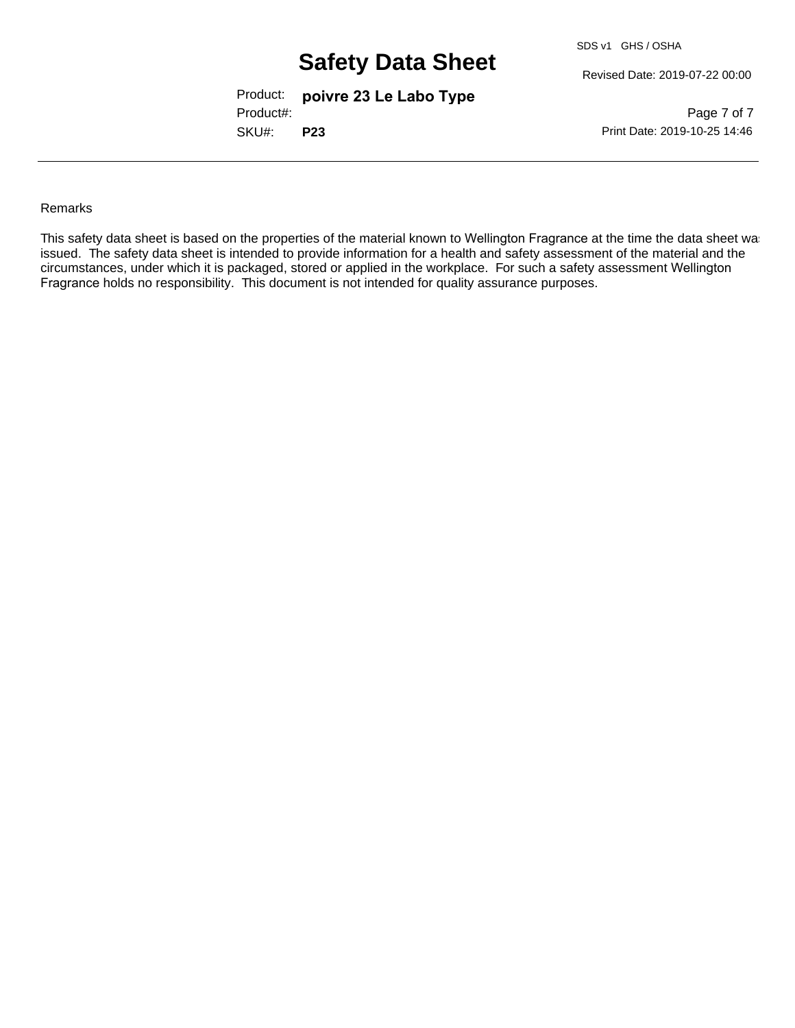## Remarks

This safety data sheet is based on the properties of the material known to Wellington Fragrance at the time the data sheet was issued. The safety data sheet is intended to provide information for a health and safety assessment of the material and the circumstances, under which it is packaged, stored or applied in the workplace. For such a safety assessment Wellington Fragrance holds no responsibility. This document is not intended for quality assurance purposes.